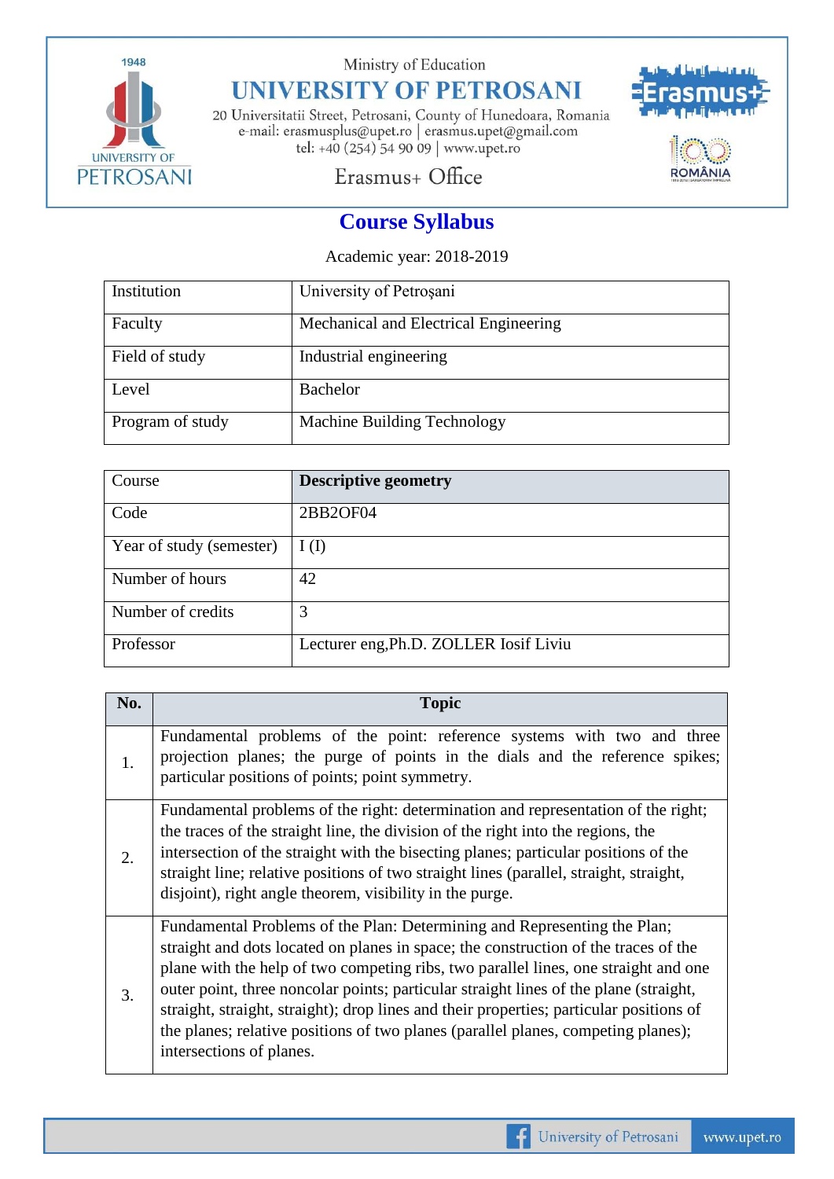Ministry of Education

# UNIVERSITY OF PETROSANI

20 Universitatii Street, Petrosani, County of Hunedoara, Romania
e-mail: erasmusplus@upet.ro | erasmus.upet@gmail.com
tel: +40 (254) 54 90 09 | www.upet.ro

Erasmus+ Office

## Course Syllabus

Academic year: 2018-2019

| Institution | University of Petroşani |
|---|---|
| Faculty | Mechanical and Electrical Engineering |
| Field of study | Industrial engineering |
| Level | Bachelor |
| Program of study | Machine Building Technology |

| Course | **Descriptive geometry** |
|---|---|
| Code | 2BB2OF04 |
| Year of study (semester) | I (I) |
| Number of hours | 42 |
| Number of credits | 3 |
| Professor | Lecturer eng,Ph.D. ZOLLER Iosif Liviu |

| No. | Topic |
|---|---|
| 1. | Fundamental problems of the point: reference systems with two and three projection planes; the purge of points in the dials and the reference spikes; particular positions of points; point symmetry. |
| 2. | Fundamental problems of the right: determination and representation of the right; the traces of the straight line, the division of the right into the regions, the intersection of the straight with the bisecting planes; particular positions of the straight line; relative positions of two straight lines (parallel, straight, straight, disjoint), right angle theorem, visibility in the purge. |
| 3. | Fundamental Problems of the Plan: Determining and Representing the Plan; straight and dots located on planes in space; the construction of the traces of the plane with the help of two competing ribs, two parallel lines, one straight and one outer point, three noncolar points; particular straight lines of the plane (straight, straight, straight, straight); drop lines and their properties; particular positions of the planes; relative positions of two planes (parallel planes, competing planes); intersections of planes. |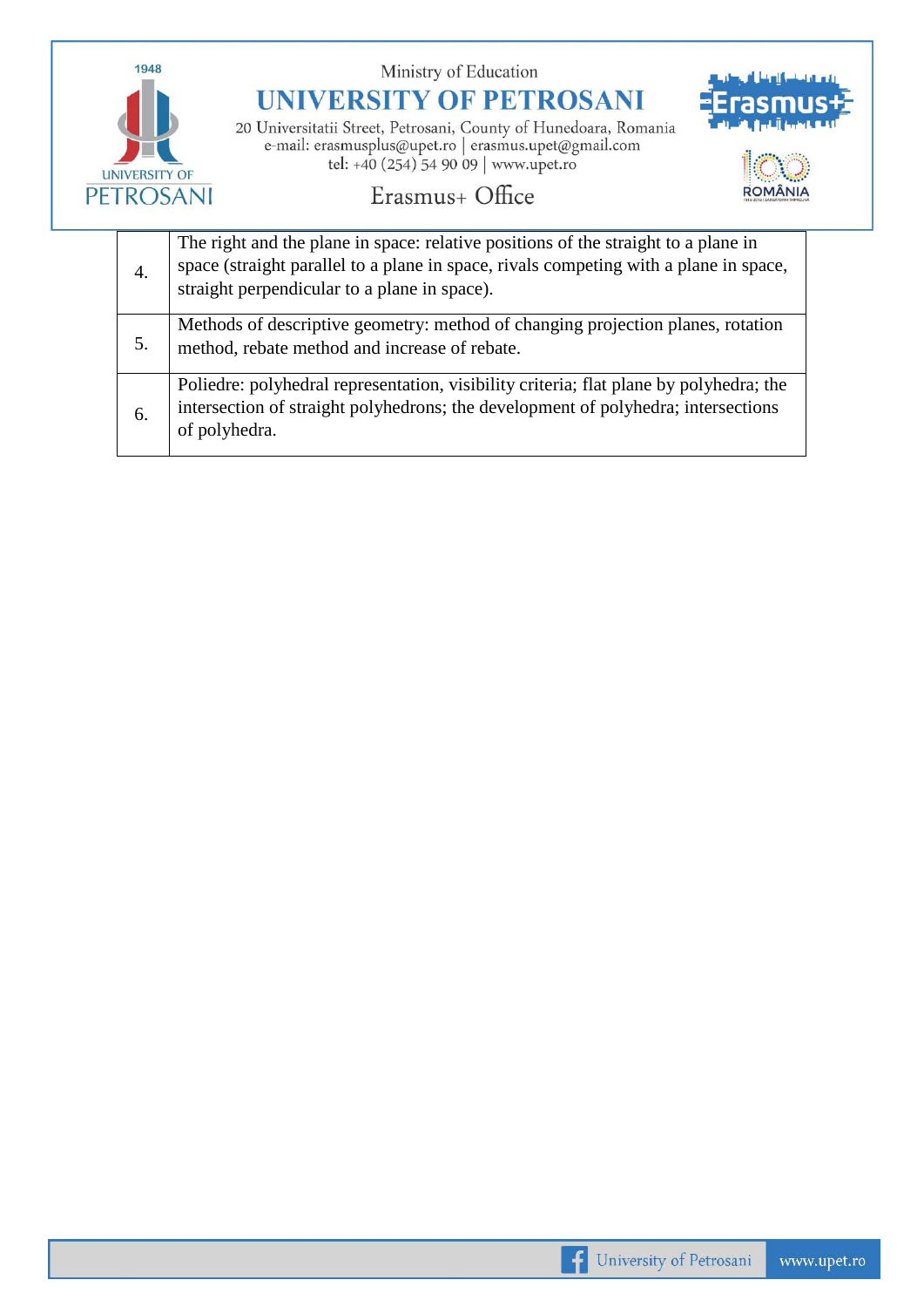| | |
|---|---|
| 4. | The right and the plane in space: relative positions of the straight to a plane in space (straight parallel to a plane in space, rivals competing with a plane in space, straight perpendicular to a plane in space). |
| 5. | Methods of descriptive geometry: method of changing projection planes, rotation method, rebate method and increase of rebate. |
| 6. | Poliedre: polyhedral representation, visibility criteria; flat plane by polyhedra; the intersection of straight polyhedrons; the development of polyhedra; intersections of polyhedra. |